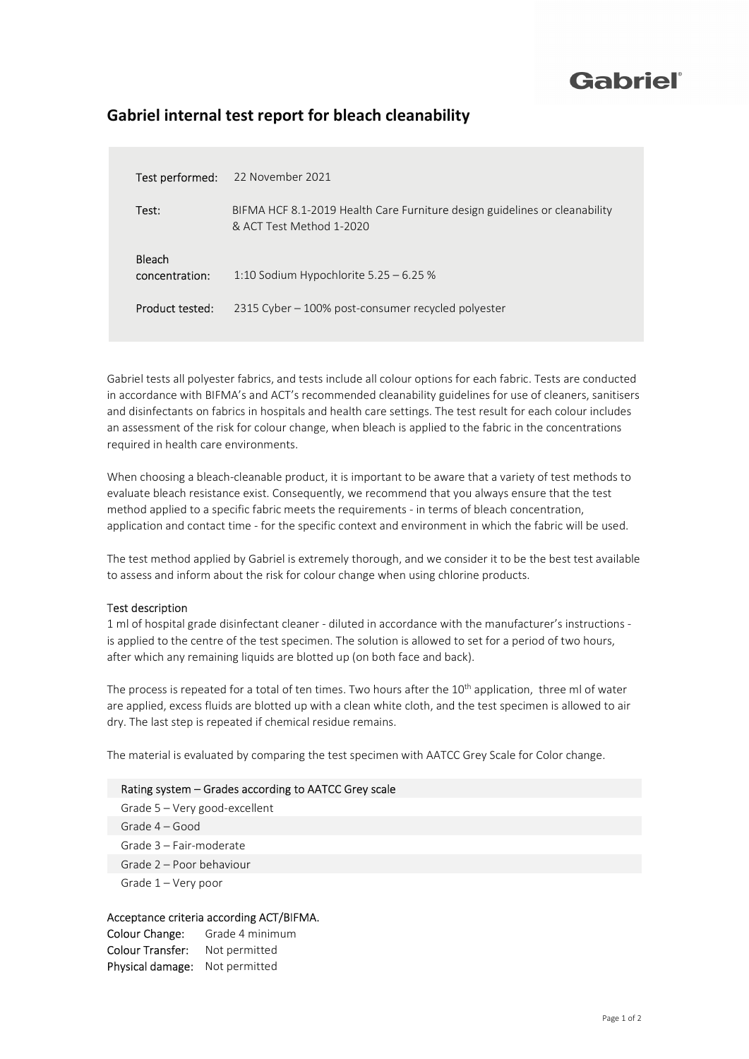# Gabriel internal test report for bleach cleanability

| | |
|---|---|
| Test performed: | 22 November 2021 |
| Test: | BIFMA HCF 8.1-2019 Health Care Furniture design guidelines or cleanability & ACT Test Method 1-2020 |
| Bleach concentration: | 1:10 Sodium Hypochlorite 5.25 – 6.25 % |
| Product tested: | 2315 Cyber – 100% post-consumer recycled polyester |

Gabriel tests all polyester fabrics, and tests include all colour options for each fabric. Tests are conducted in accordance with BIFMA's and ACT's recommended cleanability guidelines for use of cleaners, sanitisers and disinfectants on fabrics in hospitals and health care settings. The test result for each colour includes an assessment of the risk for colour change, when bleach is applied to the fabric in the concentrations required in health care environments.

When choosing a bleach-cleanable product, it is important to be aware that a variety of test methods to evaluate bleach resistance exist. Consequently, we recommend that you always ensure that the test method applied to a specific fabric meets the requirements - in terms of bleach concentration, application and contact time - for the specific context and environment in which the fabric will be used.

The test method applied by Gabriel is extremely thorough, and we consider it to be the best test available to assess and inform about the risk for colour change when using chlorine products.

## Test description

1 ml of hospital grade disinfectant cleaner - diluted in accordance with the manufacturer's instructions - is applied to the centre of the test specimen. The solution is allowed to set for a period of two hours, after which any remaining liquids are blotted up (on both face and back).

The process is repeated for a total of ten times. Two hours after the 10th application, three ml of water are applied, excess fluids are blotted up with a clean white cloth, and the test specimen is allowed to air dry. The last step is repeated if chemical residue remains.

The material is evaluated by comparing the test specimen with AATCC Grey Scale for Color change.

| Rating system – Grades according to AATCC Grey scale |
|---|
| Grade 5 – Very good-excellent |
| Grade 4 – Good |
| Grade 3 – Fair-moderate |
| Grade 2 – Poor behaviour |
| Grade 1 – Very poor |

## Acceptance criteria according ACT/BIFMA.

**Colour Change:** Grade 4 minimum
**Colour Transfer:** Not permitted
**Physical damage:** Not permitted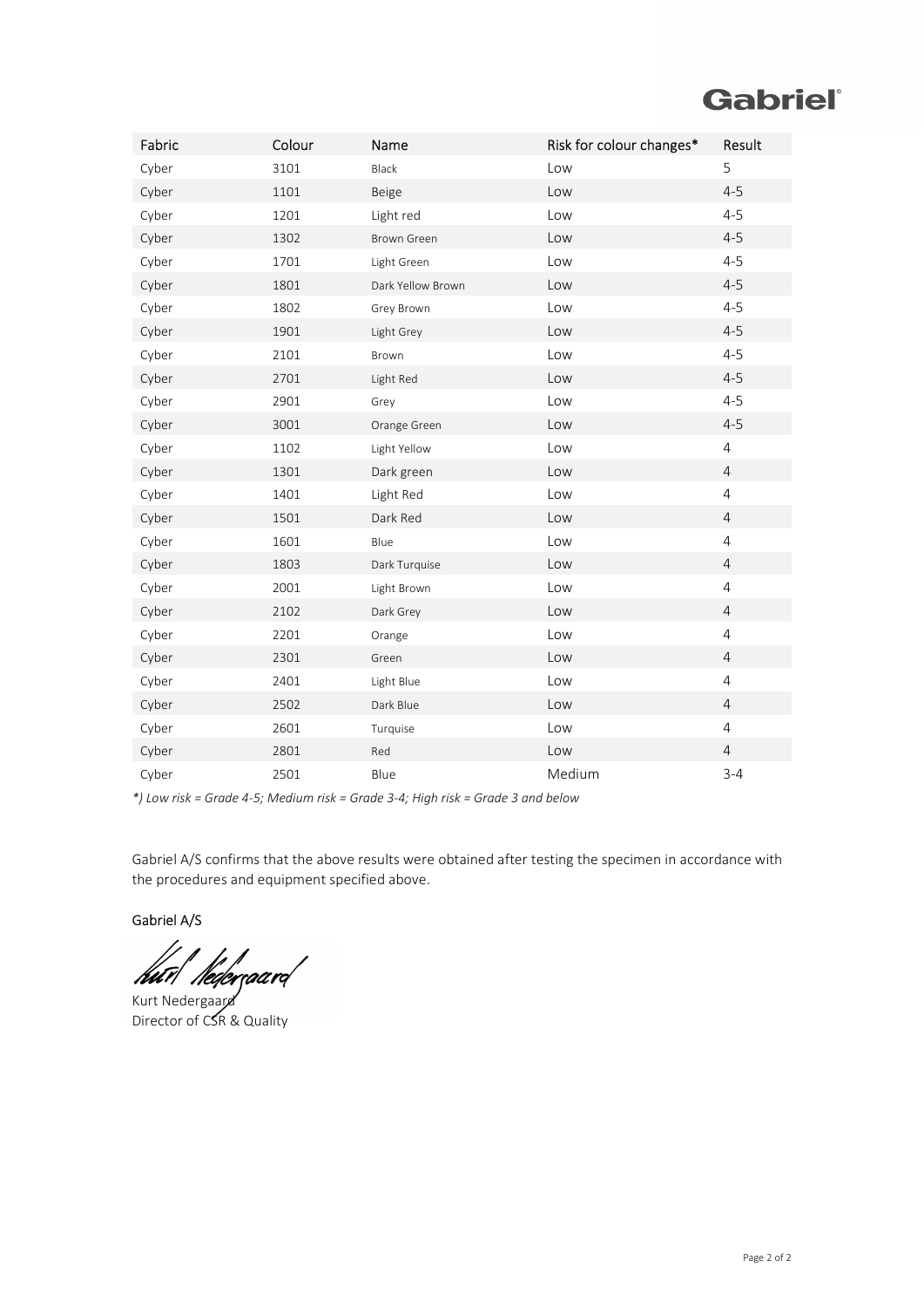| Fabric | Colour | Name | Risk for colour changes* | Result |
|---|---|---|---|---|
| Cyber | 3101 | Black | Low | 5 |
| Cyber | 1101 | Beige | Low | 4-5 |
| Cyber | 1201 | Light red | Low | 4-5 |
| Cyber | 1302 | Brown Green | Low | 4-5 |
| Cyber | 1701 | Light Green | Low | 4-5 |
| Cyber | 1801 | Dark Yellow Brown | Low | 4-5 |
| Cyber | 1802 | Grey Brown | Low | 4-5 |
| Cyber | 1901 | Light Grey | Low | 4-5 |
| Cyber | 2101 | Brown | Low | 4-5 |
| Cyber | 2701 | Light Red | Low | 4-5 |
| Cyber | 2901 | Grey | Low | 4-5 |
| Cyber | 3001 | Orange Green | Low | 4-5 |
| Cyber | 1102 | Light Yellow | Low | 4 |
| Cyber | 1301 | Dark green | Low | 4 |
| Cyber | 1401 | Light Red | Low | 4 |
| Cyber | 1501 | Dark Red | Low | 4 |
| Cyber | 1601 | Blue | Low | 4 |
| Cyber | 1803 | Dark Turquise | Low | 4 |
| Cyber | 2001 | Light Brown | Low | 4 |
| Cyber | 2102 | Dark Grey | Low | 4 |
| Cyber | 2201 | Orange | Low | 4 |
| Cyber | 2301 | Green | Low | 4 |
| Cyber | 2401 | Light Blue | Low | 4 |
| Cyber | 2502 | Dark Blue | Low | 4 |
| Cyber | 2601 | Turquise | Low | 4 |
| Cyber | 2801 | Red | Low | 4 |
| Cyber | 2501 | Blue | Medium | 3-4 |

*\*) Low risk = Grade 4-5; Medium risk = Grade 3-4; High risk = Grade 3 and below*

Gabriel A/S confirms that the above results were obtained after testing the specimen in accordance with the procedures and equipment specified above.

Gabriel A/S

Kurt Nedergaard
Director of CSR & Quality